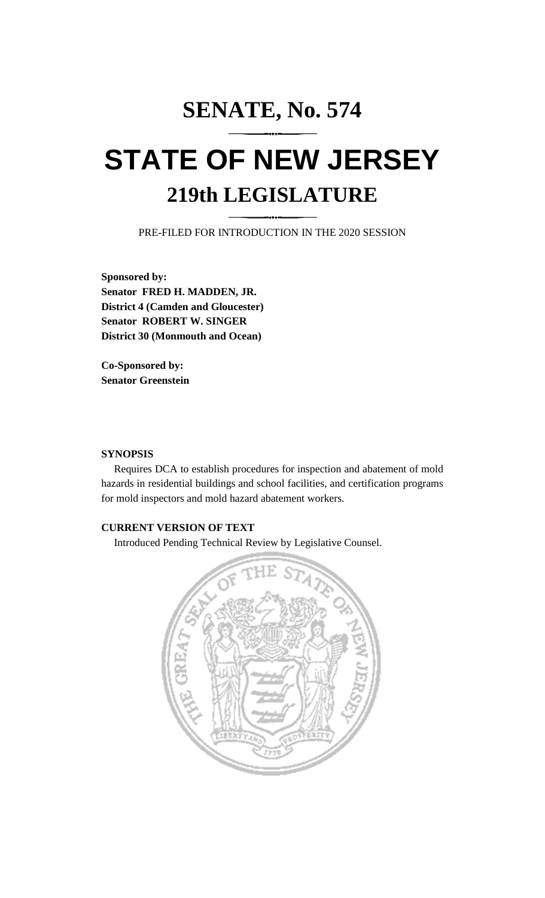# SENATE, No. 574

# STATE OF NEW JERSEY

## 219th LEGISLATURE

PRE-FILED FOR INTRODUCTION IN THE 2020 SESSION

**Sponsored by:**
**Senator FRED H. MADDEN, JR.**
**District 4 (Camden and Gloucester)**
**Senator ROBERT W. SINGER**
**District 30 (Monmouth and Ocean)**

**Co-Sponsored by:**
**Senator Greenstein**

**SYNOPSIS**

Requires DCA to establish procedures for inspection and abatement of mold hazards in residential buildings and school facilities, and certification programs for mold inspectors and mold hazard abatement workers.

**CURRENT VERSION OF TEXT**

Introduced Pending Technical Review by Legislative Counsel.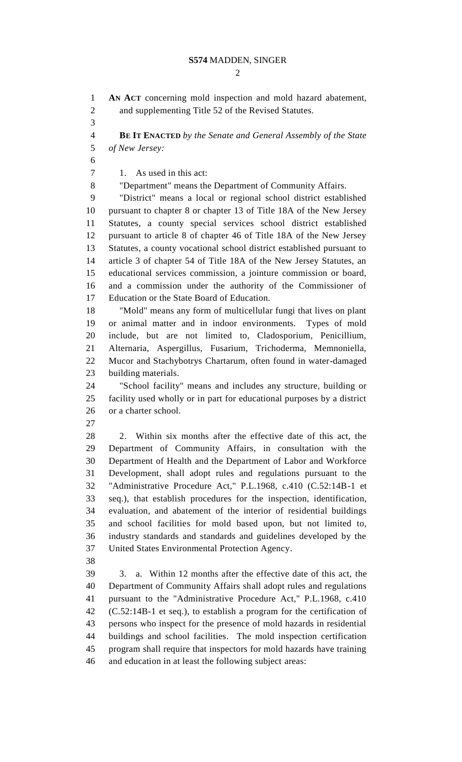**AN ACT** concerning mold inspection and mold hazard abatement, and supplementing Title 52 of the Revised Statutes.

**BE IT ENACTED** *by the Senate and General Assembly of the State of New Jersey:*

1. As used in this act:

"Department" means the Department of Community Affairs.

"District" means a local or regional school district established pursuant to chapter 8 or chapter 13 of Title 18A of the New Jersey Statutes, a county special services school district established pursuant to article 8 of chapter 46 of Title 18A of the New Jersey Statutes, a county vocational school district established pursuant to article 3 of chapter 54 of Title 18A of the New Jersey Statutes, an educational services commission, a jointure commission or board, and a commission under the authority of the Commissioner of Education or the State Board of Education.

"Mold" means any form of multicellular fungi that lives on plant or animal matter and in indoor environments. Types of mold include, but are not limited to, Cladosporium, Penicillium, Alternaria, Aspergillus, Fusarium, Trichoderma, Memnoniella, Mucor and Stachybotrys Chartarum, often found in water-damaged building materials.

"School facility" means and includes any structure, building or facility used wholly or in part for educational purposes by a district or a charter school.

2. Within six months after the effective date of this act, the Department of Community Affairs, in consultation with the Department of Health and the Department of Labor and Workforce Development, shall adopt rules and regulations pursuant to the "Administrative Procedure Act," P.L.1968, c.410 (C.52:14B-1 et seq.), that establish procedures for the inspection, identification, evaluation, and abatement of the interior of residential buildings and school facilities for mold based upon, but not limited to, industry standards and standards and guidelines developed by the United States Environmental Protection Agency.

3. a. Within 12 months after the effective date of this act, the Department of Community Affairs shall adopt rules and regulations pursuant to the "Administrative Procedure Act," P.L.1968, c.410 (C.52:14B-1 et seq.), to establish a program for the certification of persons who inspect for the presence of mold hazards in residential buildings and school facilities. The mold inspection certification program shall require that inspectors for mold hazards have training and education in at least the following subject areas: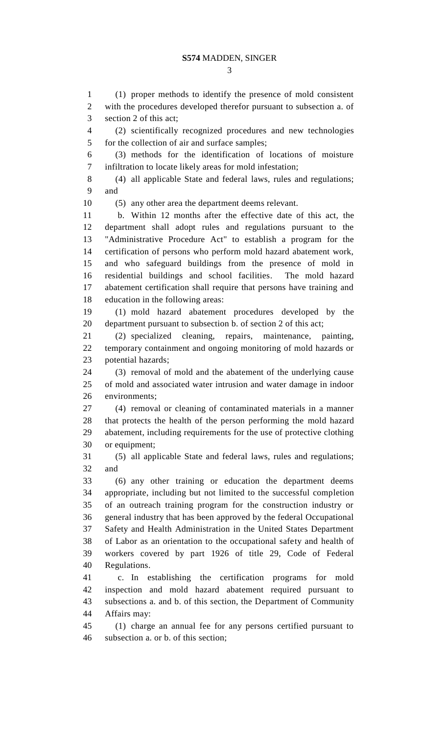(1) proper methods to identify the presence of mold consistent with the procedures developed therefor pursuant to subsection a. of section 2 of this act;

(2) scientifically recognized procedures and new technologies for the collection of air and surface samples;

(3) methods for the identification of locations of moisture infiltration to locate likely areas for mold infestation;

(4) all applicable State and federal laws, rules and regulations; and

(5) any other area the department deems relevant.

b. Within 12 months after the effective date of this act, the department shall adopt rules and regulations pursuant to the "Administrative Procedure Act" to establish a program for the certification of persons who perform mold hazard abatement work, and who safeguard buildings from the presence of mold in residential buildings and school facilities. The mold hazard abatement certification shall require that persons have training and education in the following areas:

(1) mold hazard abatement procedures developed by the department pursuant to subsection b. of section 2 of this act;

(2) specialized cleaning, repairs, maintenance, painting, temporary containment and ongoing monitoring of mold hazards or potential hazards;

(3) removal of mold and the abatement of the underlying cause of mold and associated water intrusion and water damage in indoor environments;

(4) removal or cleaning of contaminated materials in a manner that protects the health of the person performing the mold hazard abatement, including requirements for the use of protective clothing or equipment;

(5) all applicable State and federal laws, rules and regulations; and

(6) any other training or education the department deems appropriate, including but not limited to the successful completion of an outreach training program for the construction industry or general industry that has been approved by the federal Occupational Safety and Health Administration in the United States Department of Labor as an orientation to the occupational safety and health of workers covered by part 1926 of title 29, Code of Federal Regulations.

c. In establishing the certification programs for mold inspection and mold hazard abatement required pursuant to subsections a. and b. of this section, the Department of Community Affairs may:

(1) charge an annual fee for any persons certified pursuant to subsection a. or b. of this section;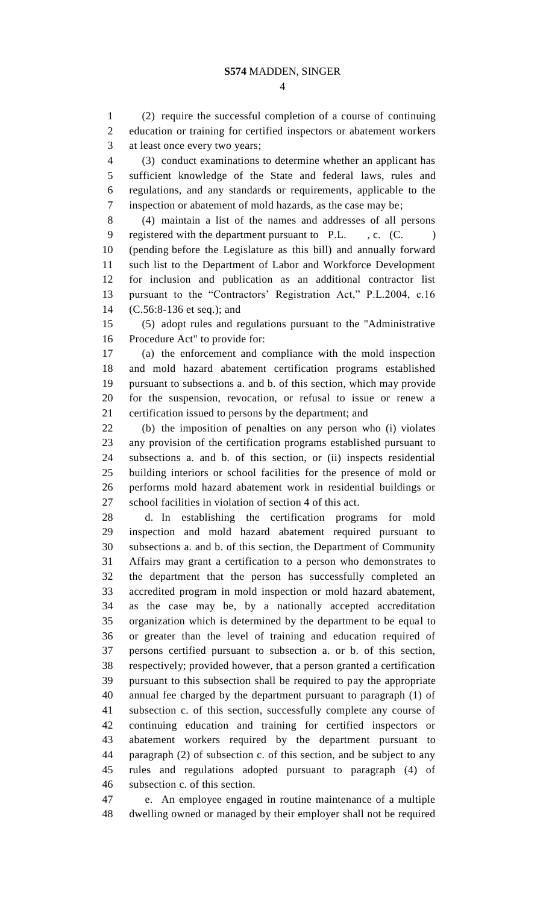(2) require the successful completion of a course of continuing education or training for certified inspectors or abatement workers at least once every two years;

(3) conduct examinations to determine whether an applicant has sufficient knowledge of the State and federal laws, rules and regulations, and any standards or requirements, applicable to the inspection or abatement of mold hazards, as the case may be;

(4) maintain a list of the names and addresses of all persons registered with the department pursuant to P.L. , c. (C. ) (pending before the Legislature as this bill) and annually forward such list to the Department of Labor and Workforce Development for inclusion and publication as an additional contractor list pursuant to the "Contractors' Registration Act," P.L.2004, c.16 (C.56:8-136 et seq.); and

(5) adopt rules and regulations pursuant to the "Administrative Procedure Act" to provide for:

(a) the enforcement and compliance with the mold inspection and mold hazard abatement certification programs established pursuant to subsections a. and b. of this section, which may provide for the suspension, revocation, or refusal to issue or renew a certification issued to persons by the department; and

(b) the imposition of penalties on any person who (i) violates any provision of the certification programs established pursuant to subsections a. and b. of this section, or (ii) inspects residential building interiors or school facilities for the presence of mold or performs mold hazard abatement work in residential buildings or school facilities in violation of section 4 of this act.

d. In establishing the certification programs for mold inspection and mold hazard abatement required pursuant to subsections a. and b. of this section, the Department of Community Affairs may grant a certification to a person who demonstrates to the department that the person has successfully completed an accredited program in mold inspection or mold hazard abatement, as the case may be, by a nationally accepted accreditation organization which is determined by the department to be equal to or greater than the level of training and education required of persons certified pursuant to subsection a. or b. of this section, respectively; provided however, that a person granted a certification pursuant to this subsection shall be required to pay the appropriate annual fee charged by the department pursuant to paragraph (1) of subsection c. of this section, successfully complete any course of continuing education and training for certified inspectors or abatement workers required by the department pursuant to paragraph (2) of subsection c. of this section, and be subject to any rules and regulations adopted pursuant to paragraph (4) of subsection c. of this section.

e. An employee engaged in routine maintenance of a multiple dwelling owned or managed by their employer shall not be required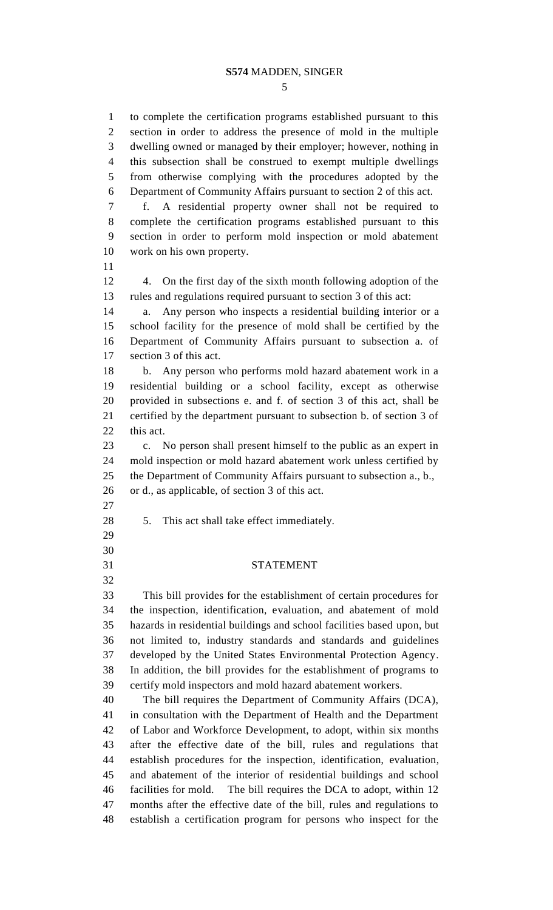to complete the certification programs established pursuant to this section in order to address the presence of mold in the multiple dwelling owned or managed by their employer; however, nothing in this subsection shall be construed to exempt multiple dwellings from otherwise complying with the procedures adopted by the Department of Community Affairs pursuant to section 2 of this act.

f. A residential property owner shall not be required to complete the certification programs established pursuant to this section in order to perform mold inspection or mold abatement work on his own property.

4. On the first day of the sixth month following adoption of the rules and regulations required pursuant to section 3 of this act:

a. Any person who inspects a residential building interior or a school facility for the presence of mold shall be certified by the Department of Community Affairs pursuant to subsection a. of section 3 of this act.

b. Any person who performs mold hazard abatement work in a residential building or a school facility, except as otherwise provided in subsections e. and f. of section 3 of this act, shall be certified by the department pursuant to subsection b. of section 3 of this act.

c. No person shall present himself to the public as an expert in mold inspection or mold hazard abatement work unless certified by the Department of Community Affairs pursuant to subsection a., b., or d., as applicable, of section 3 of this act.

5. This act shall take effect immediately.

## STATEMENT

This bill provides for the establishment of certain procedures for the inspection, identification, evaluation, and abatement of mold hazards in residential buildings and school facilities based upon, but not limited to, industry standards and standards and guidelines developed by the United States Environmental Protection Agency. In addition, the bill provides for the establishment of programs to certify mold inspectors and mold hazard abatement workers.

The bill requires the Department of Community Affairs (DCA), in consultation with the Department of Health and the Department of Labor and Workforce Development, to adopt, within six months after the effective date of the bill, rules and regulations that establish procedures for the inspection, identification, evaluation, and abatement of the interior of residential buildings and school facilities for mold. The bill requires the DCA to adopt, within 12 months after the effective date of the bill, rules and regulations to establish a certification program for persons who inspect for the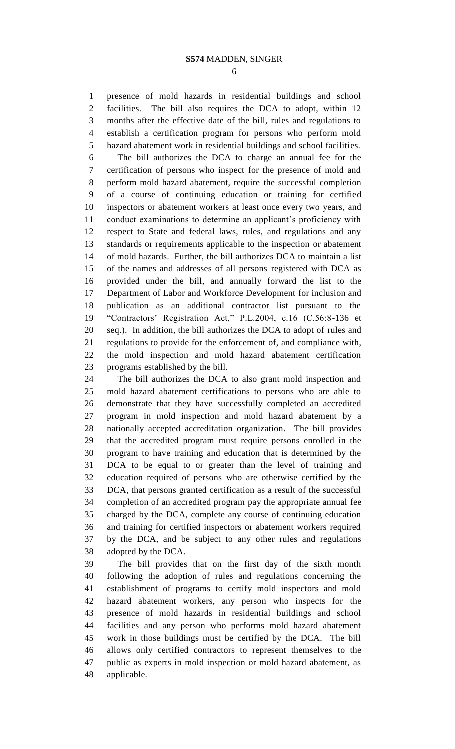presence of mold hazards in residential buildings and school facilities. The bill also requires the DCA to adopt, within 12 months after the effective date of the bill, rules and regulations to establish a certification program for persons who perform mold hazard abatement work in residential buildings and school facilities.

The bill authorizes the DCA to charge an annual fee for the certification of persons who inspect for the presence of mold and perform mold hazard abatement, require the successful completion of a course of continuing education or training for certified inspectors or abatement workers at least once every two years, and conduct examinations to determine an applicant's proficiency with respect to State and federal laws, rules, and regulations and any standards or requirements applicable to the inspection or abatement of mold hazards. Further, the bill authorizes DCA to maintain a list of the names and addresses of all persons registered with DCA as provided under the bill, and annually forward the list to the Department of Labor and Workforce Development for inclusion and publication as an additional contractor list pursuant to the "Contractors' Registration Act," P.L.2004, c.16 (C.56:8-136 et seq.). In addition, the bill authorizes the DCA to adopt of rules and regulations to provide for the enforcement of, and compliance with, the mold inspection and mold hazard abatement certification programs established by the bill.

The bill authorizes the DCA to also grant mold inspection and mold hazard abatement certifications to persons who are able to demonstrate that they have successfully completed an accredited program in mold inspection and mold hazard abatement by a nationally accepted accreditation organization. The bill provides that the accredited program must require persons enrolled in the program to have training and education that is determined by the DCA to be equal to or greater than the level of training and education required of persons who are otherwise certified by the DCA, that persons granted certification as a result of the successful completion of an accredited program pay the appropriate annual fee charged by the DCA, complete any course of continuing education and training for certified inspectors or abatement workers required by the DCA, and be subject to any other rules and regulations adopted by the DCA.

The bill provides that on the first day of the sixth month following the adoption of rules and regulations concerning the establishment of programs to certify mold inspectors and mold hazard abatement workers, any person who inspects for the presence of mold hazards in residential buildings and school facilities and any person who performs mold hazard abatement work in those buildings must be certified by the DCA. The bill allows only certified contractors to represent themselves to the public as experts in mold inspection or mold hazard abatement, as applicable.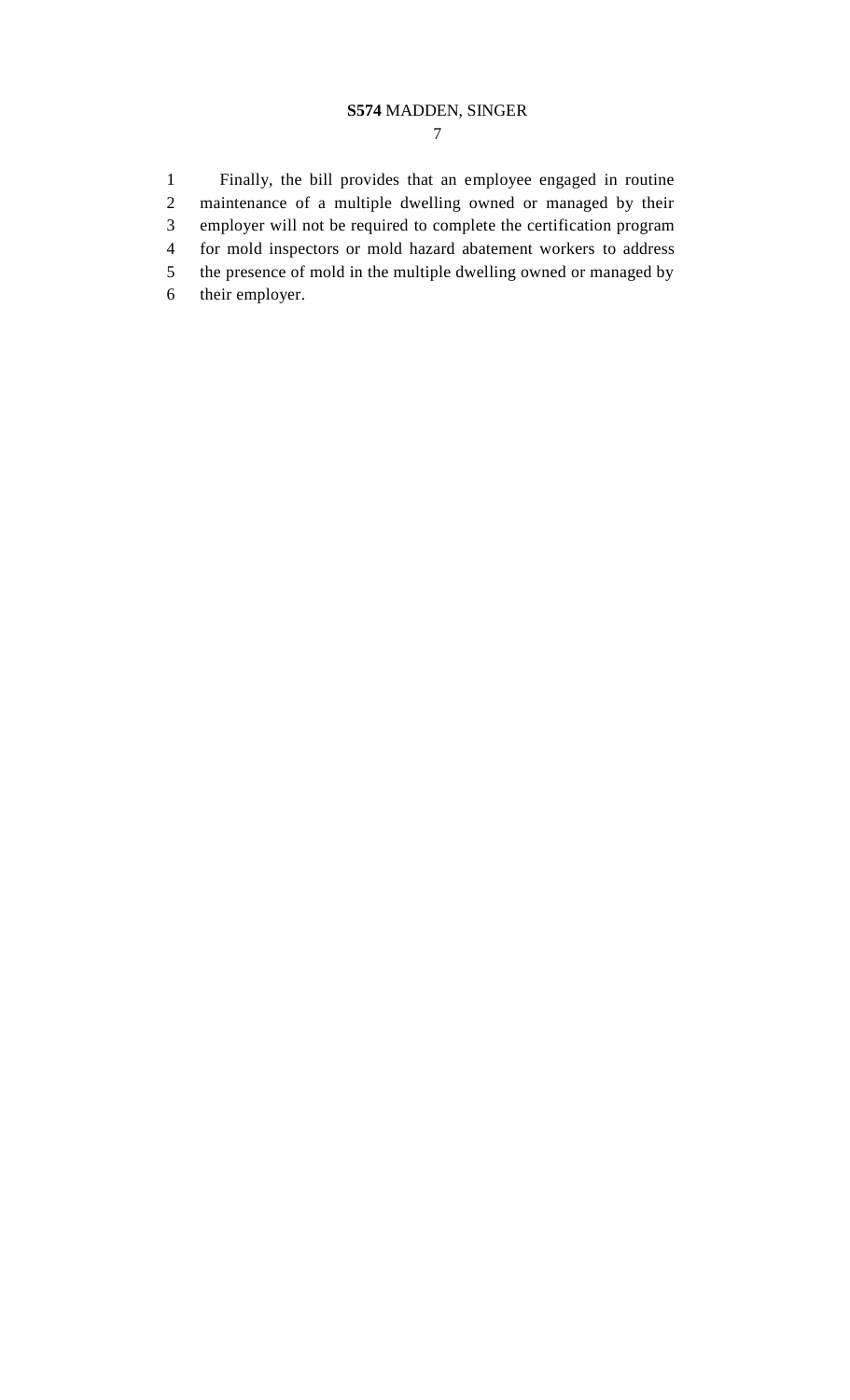Finally, the bill provides that an employee engaged in routine maintenance of a multiple dwelling owned or managed by their employer will not be required to complete the certification program for mold inspectors or mold hazard abatement workers to address the presence of mold in the multiple dwelling owned or managed by their employer.